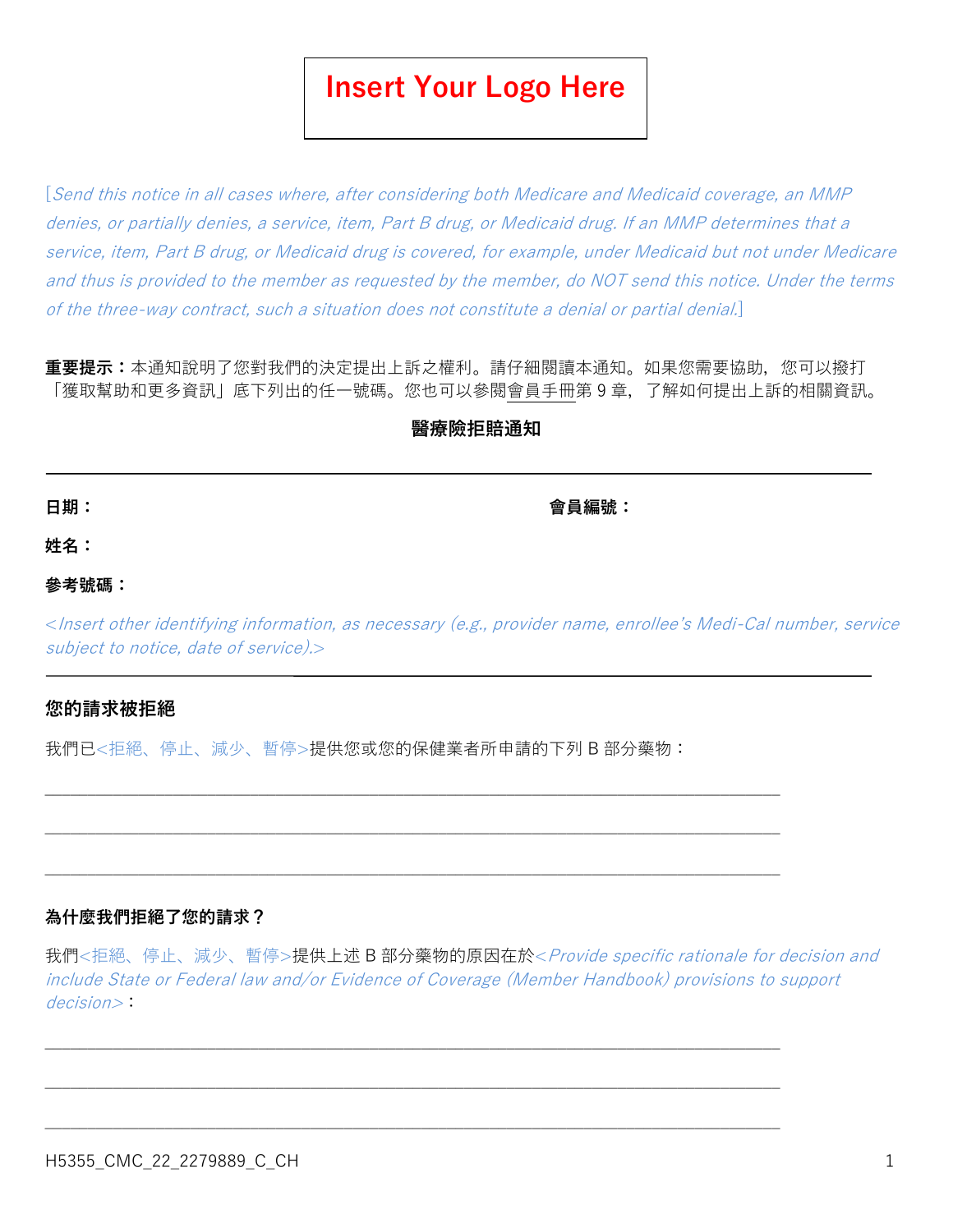**Insert Your Logo Here**

*[Send this notice in all cases where, after considering both Medicare and Medicaid coverage, an MMP denies, or partially denies, a service, item, Part B drug, or Medicaid drug. If an MMP determines that a service, item, Part B drug, or Medicaid drug is covered, for example, under Medicaid but not under Medicare and thus is provided to the member as requested by the member, do NOT send this notice. Under the terms of the three-way contract, such a situation does not constitute a denial or partial denial.]*

**重要提示：**本通知說明了您對我們的決定提出上訴之權利。請仔細閱讀本通知。如果您需要協助，您可以撥打「獲取幫助和更多資訊」底下列出的任一號碼。您也可以參閱會員手冊第 9 章，了解如何提出上訴的相關資訊。

**醫療險拒賠通知**

---

**日期：** **會員編號：**

**姓名：**

**參考號碼：**

*<Insert other identifying information, as necessary (e.g., provider name, enrollee's Medi-Cal number, service subject to notice, date of service).>*

---

### 您的請求被拒絕

我們已<拒絕、停止、減少、暫停>提供您或您的保健業者所申請的下列 B 部分藥物：

______________________________________________________________________________

______________________________________________________________________________

______________________________________________________________________________

#### 為什麼我們拒絕了您的請求？

我們<拒絕、停止、減少、暫停>提供上述 B 部分藥物的原因在於*<Provide specific rationale for decision and include State or Federal law and/or Evidence of Coverage (Member Handbook) provisions to support decision>*：

______________________________________________________________________________

______________________________________________________________________________

______________________________________________________________________________

H5355_CMC_22_2279889_C_CH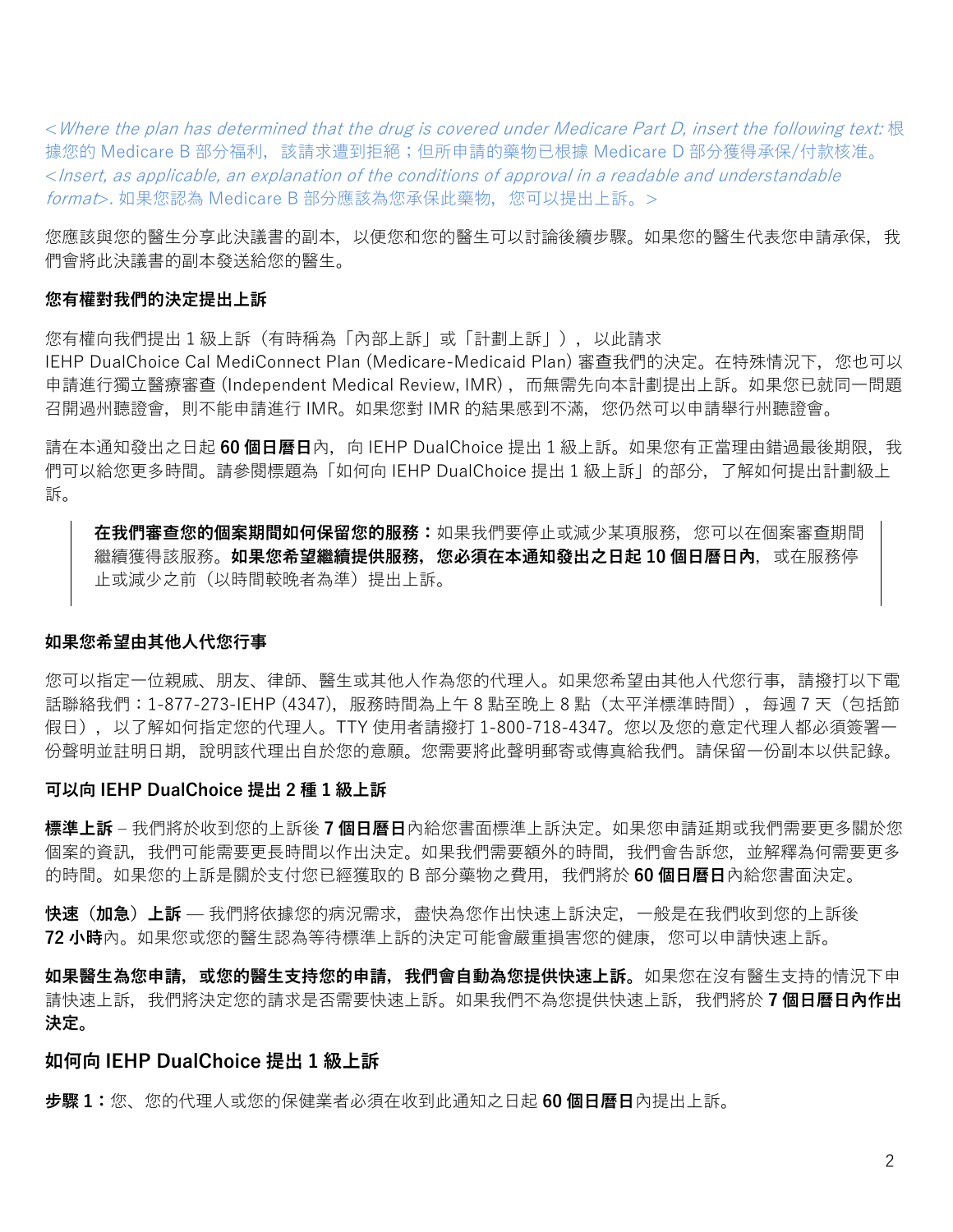*<Where the plan has determined that the drug is covered under Medicare Part D, insert the following text:* 根據您的 Medicare B 部分福利，該請求遭到拒絕；但所申請的藥物已根據 Medicare D 部分獲得承保/付款核准。*<Insert, as applicable, an explanation of the conditions of approval in a readable and understandable format>.* 如果您認為 Medicare B 部分應該為您承保此藥物，您可以提出上訴。>

您應該與您的醫生分享此決議書的副本，以便您和您的醫生可以討論後續步驟。如果您的醫生代表您申請承保，我們會將此決議書的副本發送給您的醫生。

**您有權對我們的決定提出上訴**

您有權向我們提出 1 級上訴（有時稱為「內部上訴」或「計劃上訴」），以此請求 IEHP DualChoice Cal MediConnect Plan (Medicare-Medicaid Plan) 審查我們的決定。在特殊情況下，您也可以申請進行獨立醫療審查 (Independent Medical Review, IMR)，而無需先向本計劃提出上訴。如果您已就同一問題召開過州聽證會，則不能申請進行 IMR。如果您對 IMR 的結果感到不滿，您仍然可以申請舉行州聽證會。

請在本通知發出之日起 **60 個日曆日**內，向 IEHP DualChoice 提出 1 級上訴。如果您有正當理由錯過最後期限，我們可以給您更多時間。請參閱標題為「如何向 IEHP DualChoice 提出 1 級上訴」的部分，了解如何提出計劃級上訴。

> **在我們審查您的個案期間如何保留您的服務：**如果我們要停止或減少某項服務，您可以在個案審查期間繼續獲得該服務。**如果您希望繼續提供服務，您必須在本通知發出之日起 10 個日曆日內**，或在服務停止或減少之前（以時間較晚者為準）提出上訴。

**如果您希望由其他人代您行事**

您可以指定一位親戚、朋友、律師、醫生或其他人作為您的代理人。如果您希望由其他人代您行事，請撥打以下電話聯絡我們：1-877-273-IEHP (4347)，服務時間為上午 8 點至晚上 8 點（太平洋標準時間），每週 7 天（包括節假日），以了解如何指定您的代理人。TTY 使用者請撥打 1-800-718-4347。您以及您的意定代理人都必須簽署一份聲明並註明日期，說明該代理出自於您的意願。您需要將此聲明郵寄或傳真給我們。請保留一份副本以供記錄。

**可以向 IEHP DualChoice 提出 2 種 1 級上訴**

**標準上訴** – 我們將於收到您的上訴後 **7 個日曆日**內給您書面標準上訴決定。如果您申請延期或我們需要更多關於您個案的資訊，我們可能需要更長時間以作出決定。如果我們需要額外的時間，我們會告訴您，並解釋為何需要更多的時間。如果您的上訴是關於支付您已經獲取的 B 部分藥物之費用，我們將於 **60 個日曆日**內給您書面決定。

**快速（加急）上訴** — 我們將依據您的病況需求，盡快為您作出快速上訴決定，一般是在我們收到您的上訴後 **72 小時**內。如果您或您的醫生認為等待標準上訴的決定可能會嚴重損害您的健康，您可以申請快速上訴。

**如果醫生為您申請，或您的醫生支持您的申請，我們會自動為您提供快速上訴。**如果您在沒有醫生支持的情況下申請快速上訴，我們將決定您的請求是否需要快速上訴。如果我們不為您提供快速上訴，我們將於 **7 個日曆日內作出決定。**

## 如何向 IEHP DualChoice 提出 1 級上訴

**步驟 1：**您、您的代理人或您的保健業者必須在收到此通知之日起 **60 個日曆日**內提出上訴。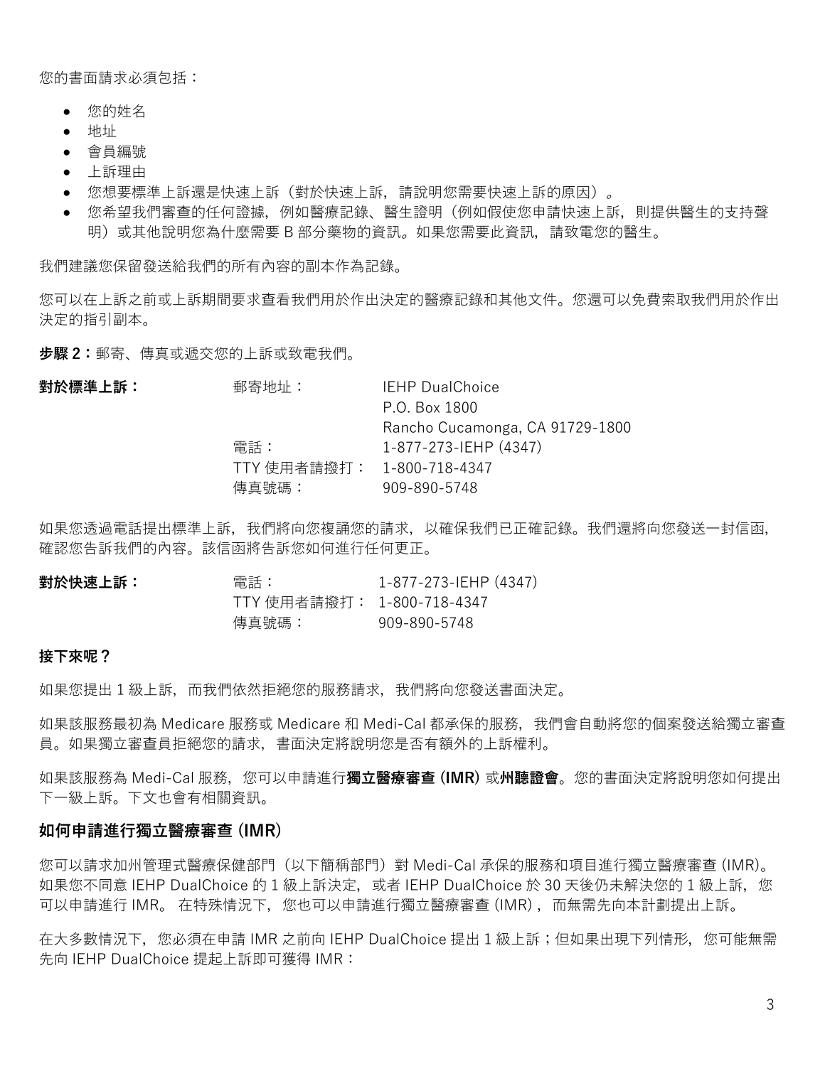您的書面請求必須包括：

- 您的姓名
- 地址
- 會員編號
- 上訴理由
- 您想要標準上訴還是快速上訴（對於快速上訴，請說明您需要快速上訴的原因）。
- 您希望我們審查的任何證據，例如醫療記錄、醫生證明（例如假使您申請快速上訴，則提供醫生的支持聲明）或其他說明您為什麼需要 B 部分藥物的資訊。如果您需要此資訊，請致電您的醫生。

我們建議您保留發送給我們的所有內容的副本作為記錄。

您可以在上訴之前或上訴期間要求查看我們用於作出決定的醫療記錄和其他文件。您還可以免費索取我們用於作出決定的指引副本。

**步驟 2：**郵寄、傳真或遞交您的上訴或致電我們。

| **對於標準上訴：** | 郵寄地址： | IEHP DualChoice<br>P.O. Box 1800<br>Rancho Cucamonga, CA 91729-1800 |
|---|---|---|
| | 電話： | 1-877-273-IEHP (4347) |
| | TTY 使用者請撥打： | 1-800-718-4347 |
| | 傳真號碼： | 909-890-5748 |

如果您透過電話提出標準上訴，我們將向您複誦您的請求，以確保我們已正確記錄。我們還將向您發送一封信函，確認您告訴我們的內容。該信函將告訴您如何進行任何更正。

| **對於快速上訴：** | 電話： | 1-877-273-IEHP (4347) |
|---|---|---|
| | TTY 使用者請撥打： | 1-800-718-4347 |
| | 傳真號碼： | 909-890-5748 |

**接下來呢？**

如果您提出 1 級上訴，而我們依然拒絕您的服務請求，我們將向您發送書面決定。

如果該服務最初為 Medicare 服務或 Medicare 和 Medi-Cal 都承保的服務，我們會自動將您的個案發送給獨立審查員。如果獨立審查員拒絕您的請求，書面決定將說明您是否有額外的上訴權利。

如果該服務為 Medi-Cal 服務，您可以申請進行**獨立醫療審查 (IMR)** 或**州聽證會**。您的書面決定將說明您如何提出下一級上訴。下文也會有相關資訊。

## 如何申請進行獨立醫療審查 (IMR)

您可以請求加州管理式醫療保健部門（以下簡稱部門）對 Medi-Cal 承保的服務和項目進行獨立醫療審查 (IMR)。如果您不同意 IEHP DualChoice 的 1 級上訴決定，或者 IEHP DualChoice 於 30 天後仍未解決您的 1 級上訴，您可以申請進行 IMR。 在特殊情況下，您也可以申請進行獨立醫療審查 (IMR)，而無需先向本計劃提出上訴。

在大多數情況下，您必須在申請 IMR 之前向 IEHP DualChoice 提出 1 級上訴；但如果出現下列情形，您可能無需先向 IEHP DualChoice 提起上訴即可獲得 IMR：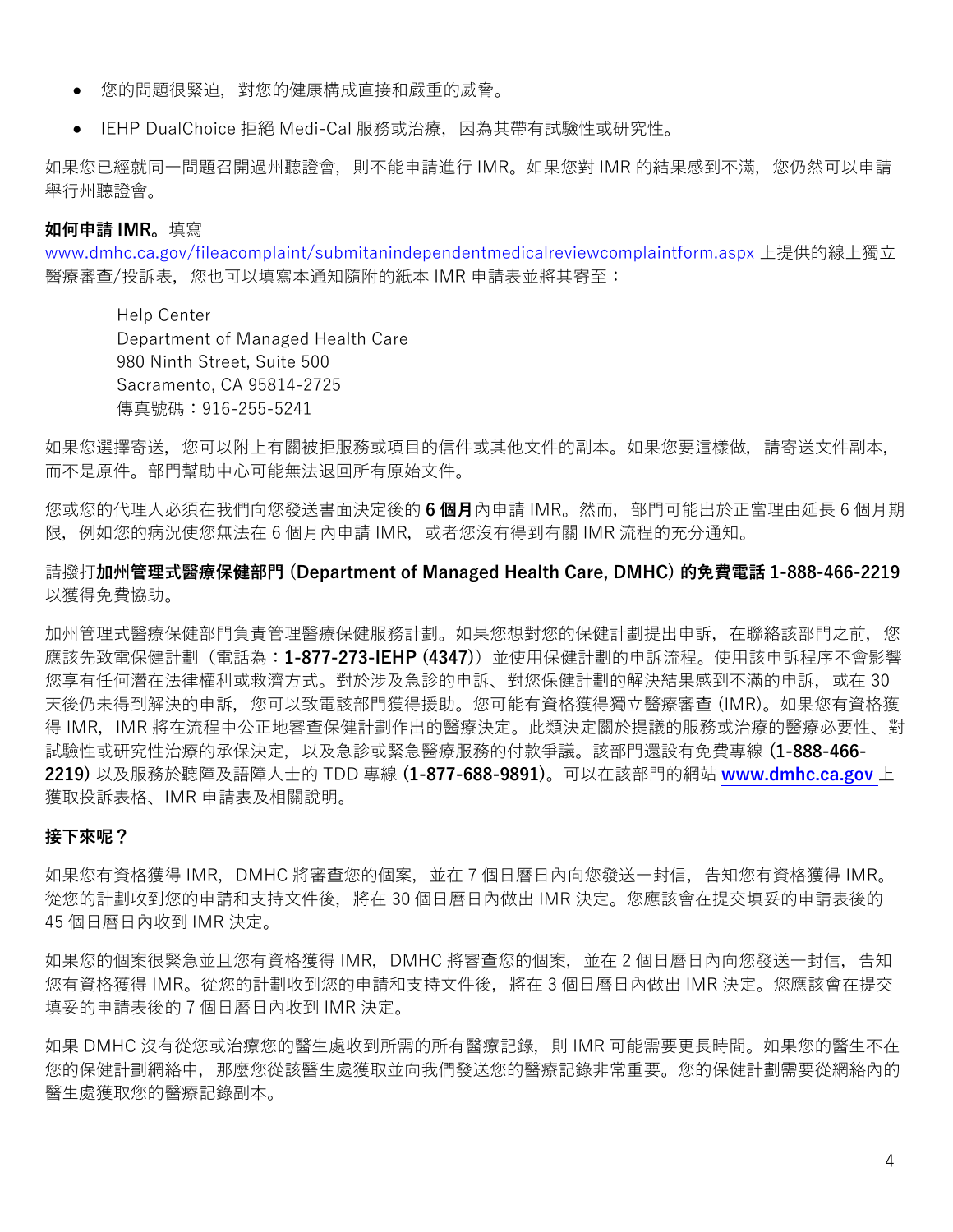- 您的問題很緊迫，對您的健康構成直接和嚴重的威脅。
- IEHP DualChoice 拒絕 Medi-Cal 服務或治療，因為其帶有試驗性或研究性。

如果您已經就同一問題召開過州聽證會，則不能申請進行 IMR。如果您對 IMR 的結果感到不滿， 您仍然可以申請舉行州聽證會。

**如何申請 IMR。**填寫 www.dmhc.ca.gov/fileacomplaint/submitanindependentmedicalreviewcomplaintform.aspx 上提供的線上獨立醫療審查/投訴表， 您也可以填寫本通知隨附的紙本 IMR 申請表並將其寄至：

> Help Center
> Department of Managed Health Care
> 980 Ninth Street, Suite 500
> Sacramento, CA 95814-2725
> 傳真號碼：916-255-5241

如果您選擇寄送， 您可以附上有關被拒服務或項目的信件或其他文件的副本。如果您要這樣做， 請寄送文件副本， 而不是原件。部門幫助中心可能無法退回所有原始文件。

您或您的代理人必須在我們向您發送書面決定後的 **6 個月**內申請 IMR。然而， 部門可能出於正當理由延長 6 個月期限， 例如您的病況使您無法在 6 個月內申請 IMR， 或者您沒有得到有關 IMR 流程的充分通知。

請撥打**加州管理式醫療保健部門 (Department of Managed Health Care, DMHC) 的免費電話 1-888-466-2219** 以獲得免費協助。

加州管理式醫療保健部門負責管理醫療保健服務計劃。如果您想對您的保健計劃提出申訴， 在聯絡該部門之前， 您應該先致電保健計劃（電話為：**1-877-273-IEHP (4347)**）並使用保健計劃的申訴流程。使用該申訴程序不會影響您享有任何潛在法律權利或救濟方式。對於涉及急診的申訴、對您保健計劃的解決結果感到不滿的申訴， 或在 30 天後仍未得到解決的申訴， 您可以致電該部門獲得援助。您可能有資格獲得獨立醫療審查 (IMR)。如果您有資格獲得 IMR， IMR 將在流程中公正地審查保健計劃作出的醫療決定。此類決定關於提議的服務或治療的醫療必要性、對試驗性或研究性治療的承保決定， 以及急診或緊急醫療服務的付款爭議。該部門還設有免費專線 (**1-888-466-2219**) 以及服務於聽障及語障人士的 TDD 專線 (**1-877-688-9891**)。可以在該部門的網站 **www.dmhc.ca.gov** 上獲取投訴表格、IMR 申請表及相關說明。

**接下來呢？**

如果您有資格獲得 IMR， DMHC 將審查您的個案， 並在 7 個日曆日內向您發送一封信， 告知您有資格獲得 IMR。從您的計劃收到您的申請和支持文件後， 將在 30 個日曆日內做出 IMR 決定。您應該會在提交填妥的申請表後的 45 個日曆日內收到 IMR 決定。

如果您的個案很緊急並且您有資格獲得 IMR， DMHC 將審查您的個案， 並在 2 個日曆日內向您發送一封信， 告知您有資格獲得 IMR。從您的計劃收到您的申請和支持文件後， 將在 3 個日曆日內做出 IMR 決定。您應該會在提交填妥的申請表後的 7 個日曆日內收到 IMR 決定。

如果 DMHC 沒有從您或治療您的醫生處收到所需的所有醫療記錄， 則 IMR 可能需要更長時間。如果您的醫生不在您的保健計劃網絡中， 那麼您從該醫生處獲取並向我們發送您的醫療記錄非常重要。您的保健計劃需要從網絡內的醫生處獲取您的醫療記錄副本。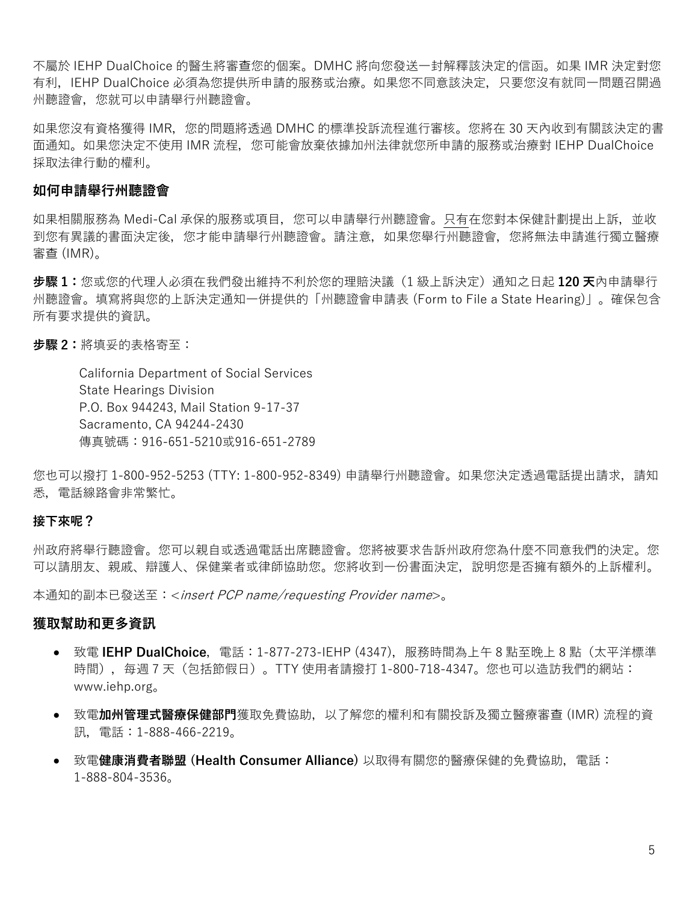不屬於 IEHP DualChoice 的醫生將審查您的個案。DMHC 將向您發送一封解釋該決定的信函。如果 IMR 決定對您有利，IEHP DualChoice 必須為您提供所申請的服務或治療。如果您不同意該決定， 只要您沒有就同一問題召開過州聽證會，您就可以申請舉行州聽證會。

如果您沒有資格獲得 IMR，您的問題將透過 DMHC 的標準投訴流程進行審核。您將在 30 天內收到有關該決定的書面通知。如果您決定不使用 IMR 流程， 您可能會放棄依據加州法律就您所申請的服務或治療對 IEHP DualChoice 採取法律行動的權利。

### 如何申請舉行州聽證會

如果相關服務為 Medi-Cal 承保的服務或項目，您可以申請舉行州聽證會。只有在您對本保健計劃提出上訴，並收到您有異議的書面決定後，您才能申請舉行州聽證會。請注意，如果您舉行州聽證會，您將無法申請進行獨立醫療審查 (IMR)。

**步驟 1：**您或您的代理人必須在我們發出維持不利於您的理賠決議（1 級上訴決定）通知之日起 **120 天**內申請舉行州聽證會。填寫將與您的上訴決定通知一併提供的「州聽證會申請表 (Form to File a State Hearing)」。確保包含所有要求提供的資訊。

**步驟 2：**將填妥的表格寄至：

California Department of Social Services
State Hearings Division
P.O. Box 944243, Mail Station 9-17-37
Sacramento, CA 94244-2430
傳真號碼：916-651-5210或916-651-2789

您也可以撥打 1-800-952-5253 (TTY: 1-800-952-8349) 申請舉行州聽證會。如果您決定透過電話提出請求， 請知悉，電話線路會非常繁忙。

### 接下來呢？

州政府將舉行聽證會。您可以親自或透過電話出席聽證會。您將被要求告訴州政府您為什麼不同意我們的決定。您可以請朋友、親戚、辯護人、保健業者或律師協助您。您將收到一份書面決定，說明您是否擁有額外的上訴權利。

本通知的副本已發送至：*<insert PCP name/requesting Provider name>*。

### 獲取幫助和更多資訊

- 致電 **IEHP DualChoice**，電話：1-877-273-IEHP (4347)，服務時間為上午 8 點至晚上 8 點（太平洋標準時間），每週 7 天（包括節假日）。TTY 使用者請撥打 1-800-718-4347。您也可以造訪我們的網站：www.iehp.org。
- 致電**加州管理式醫療保健部門**獲取免費協助，以了解您的權利和有關投訴及獨立醫療審查 (IMR) 流程的資訊，電話：1-888-466-2219。
- 致電**健康消費者聯盟 (Health Consumer Alliance)** 以取得有關您的醫療保健的免費協助，電話：1-888-804-3536。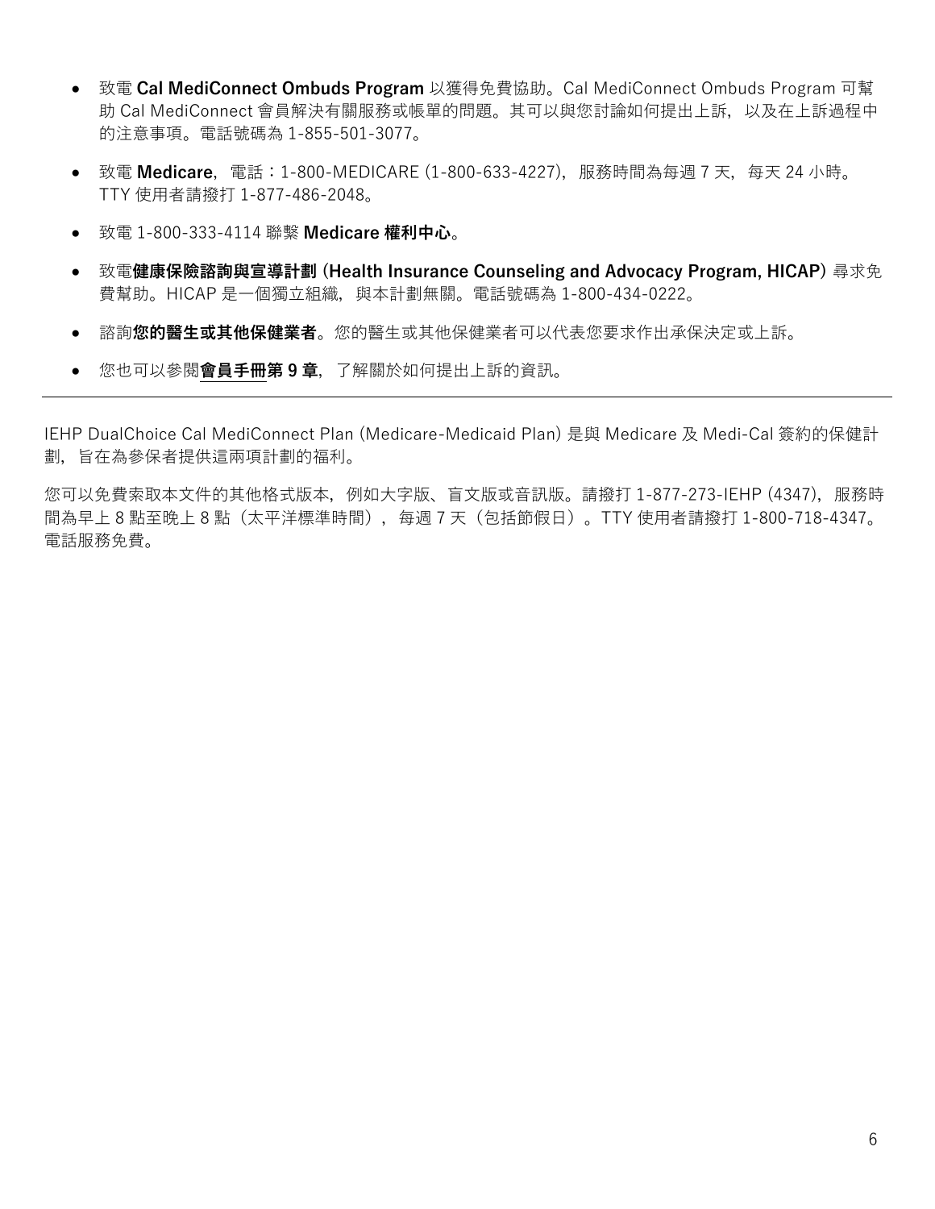- 致電 **Cal MediConnect Ombuds Program** 以獲得免費協助。Cal MediConnect Ombuds Program 可幫助 Cal MediConnect 會員解決有關服務或帳單的問題。其可以與您討論如何提出上訴，以及在上訴過程中的注意事項。電話號碼為 1-855-501-3077。
- 致電 **Medicare**，電話：1-800-MEDICARE (1-800-633-4227)，服務時間為每週 7 天，每天 24 小時。TTY 使用者請撥打 1-877-486-2048。
- 致電 1-800-333-4114 聯繫 **Medicare 權利中心**。
- 致電**健康保險諮詢與宣導計劃 (Health Insurance Counseling and Advocacy Program, HICAP)** 尋求免費幫助。HICAP 是一個獨立組織，與本計劃無關。電話號碼為 1-800-434-0222。
- 諮詢**您的醫生或其他保健業者**。您的醫生或其他保健業者可以代表您要求作出承保決定或上訴。
- 您也可以參閱**會員手冊第 9 章**，了解關於如何提出上訴的資訊。

---

IEHP DualChoice Cal MediConnect Plan (Medicare-Medicaid Plan) 是與 Medicare 及 Medi-Cal 簽約的保健計劃，旨在為參保者提供這兩項計劃的福利。

您可以免費索取本文件的其他格式版本，例如大字版、盲文版或音訊版。請撥打 1-877-273-IEHP (4347)，服務時間為早上 8 點至晚上 8 點（太平洋標準時間），每週 7 天（包括節假日）。TTY 使用者請撥打 1-800-718-4347。電話服務免費。